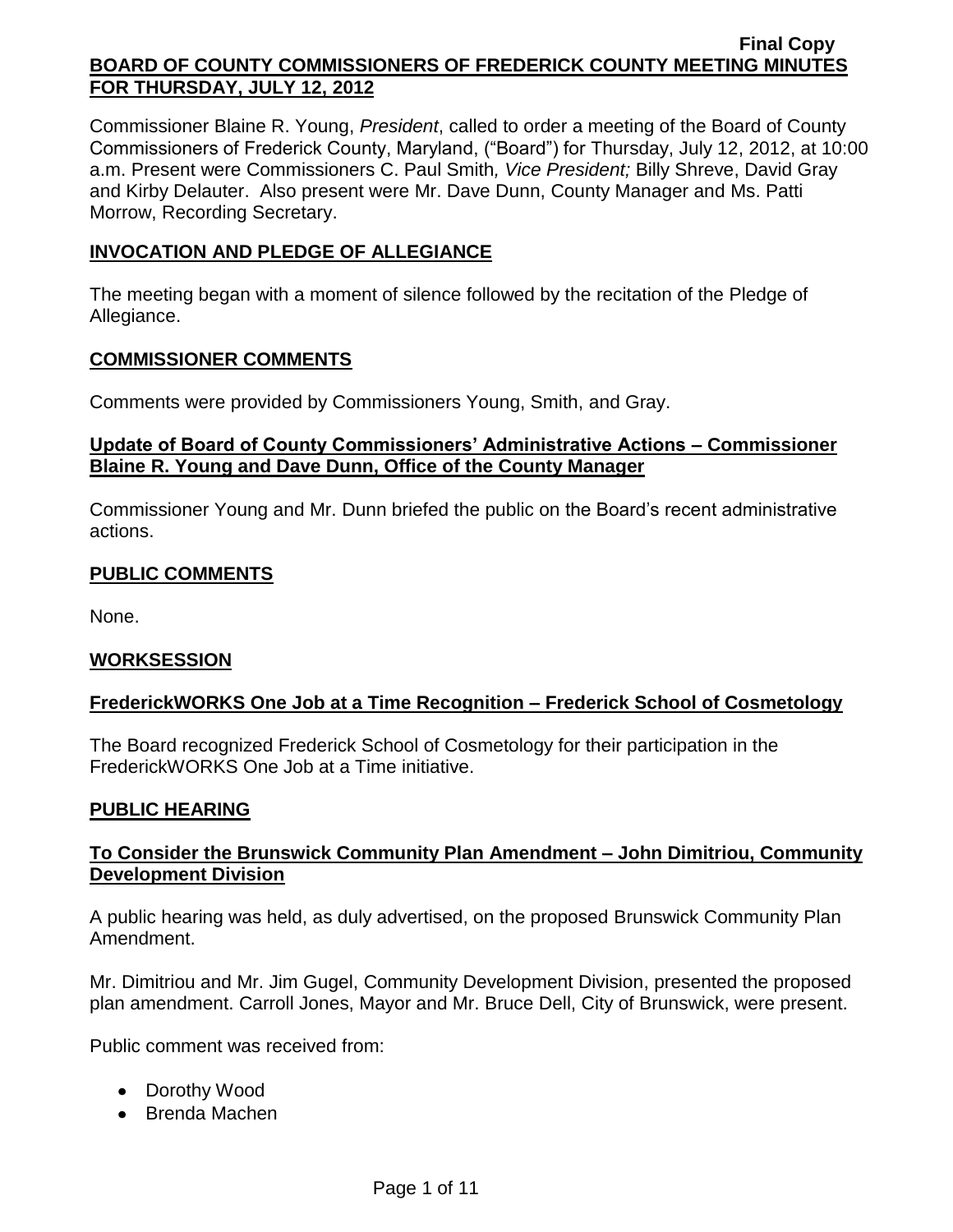Final Copy

# BOARD OF COUNTY COMMISSIONERS OF FREDERICK COUNTY MEETING MINUTES FOR THURSDAY, JULY 12, 2012

Commissioner Blaine R. Young, *President*, called to order a meeting of the Board of County Commissioners of Frederick County, Maryland, ("Board") for Thursday, July 12, 2012, at 10:00 a.m. Present were Commissioners C. Paul Smith*, Vice President;* Billy Shreve, David Gray and Kirby Delauter. Also present were Mr. Dave Dunn, County Manager and Ms. Patti Morrow, Recording Secretary.

## INVOCATION AND PLEDGE OF ALLEGIANCE

The meeting began with a moment of silence followed by the recitation of the Pledge of Allegiance.

## COMMISSIONER COMMENTS

Comments were provided by Commissioners Young, Smith, and Gray.

## Update of Board of County Commissioners' Administrative Actions – Commissioner Blaine R. Young and Dave Dunn, Office of the County Manager

Commissioner Young and Mr. Dunn briefed the public on the Board's recent administrative actions.

## PUBLIC COMMENTS

None.

## WORKSESSION

## FrederickWORKS One Job at a Time Recognition – Frederick School of Cosmetology

The Board recognized Frederick School of Cosmetology for their participation in the FrederickWORKS One Job at a Time initiative.

## PUBLIC HEARING

## To Consider the Brunswick Community Plan Amendment – John Dimitriou, Community Development Division

A public hearing was held, as duly advertised, on the proposed Brunswick Community Plan Amendment.

Mr. Dimitriou and Mr. Jim Gugel, Community Development Division, presented the proposed plan amendment. Carroll Jones, Mayor and Mr. Bruce Dell, City of Brunswick, were present.

Public comment was received from:

- Dorothy Wood
- Brenda Machen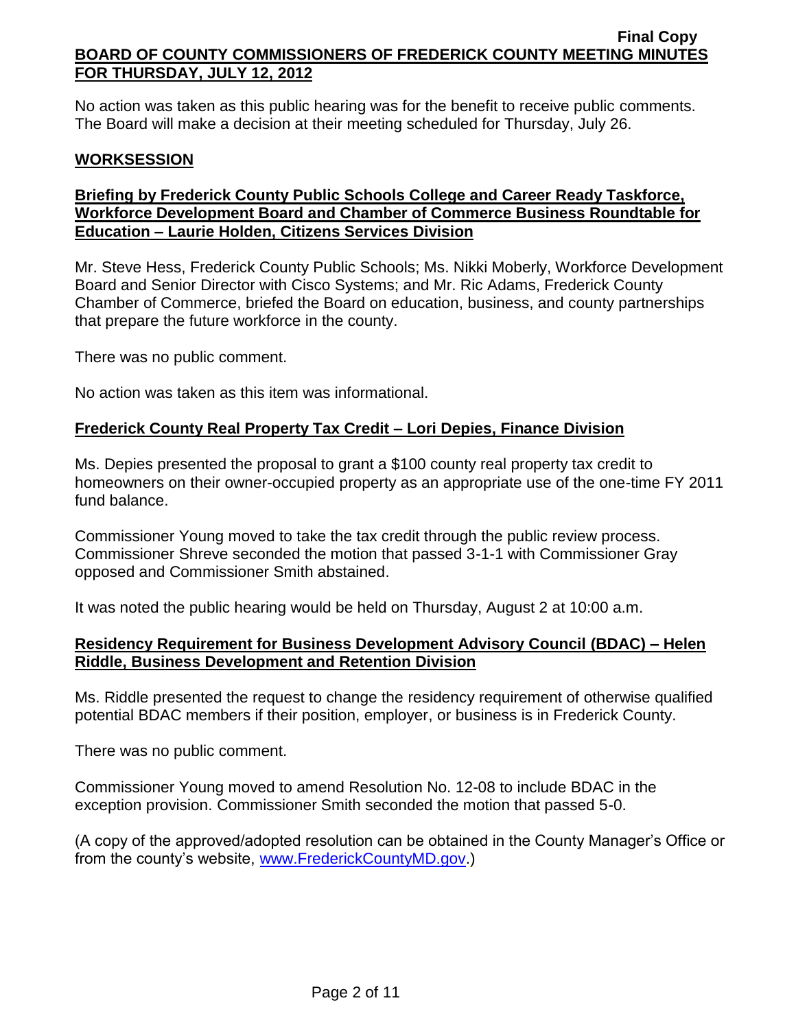No action was taken as this public hearing was for the benefit to receive public comments. The Board will make a decision at their meeting scheduled for Thursday, July 26.

## WORKSESSION

### Briefing by Frederick County Public Schools College and Career Ready Taskforce, Workforce Development Board and Chamber of Commerce Business Roundtable for Education – Laurie Holden, Citizens Services Division

Mr. Steve Hess, Frederick County Public Schools; Ms. Nikki Moberly, Workforce Development Board and Senior Director with Cisco Systems; and Mr. Ric Adams, Frederick County Chamber of Commerce, briefed the Board on education, business, and county partnerships that prepare the future workforce in the county.

There was no public comment.

No action was taken as this item was informational.

### Frederick County Real Property Tax Credit – Lori Depies, Finance Division

Ms. Depies presented the proposal to grant a $100 county real property tax credit to homeowners on their owner-occupied property as an appropriate use of the one-time FY 2011 fund balance.

Commissioner Young moved to take the tax credit through the public review process. Commissioner Shreve seconded the motion that passed 3-1-1 with Commissioner Gray opposed and Commissioner Smith abstained.

It was noted the public hearing would be held on Thursday, August 2 at 10:00 a.m.

### Residency Requirement for Business Development Advisory Council (BDAC) – Helen Riddle, Business Development and Retention Division

Ms. Riddle presented the request to change the residency requirement of otherwise qualified potential BDAC members if their position, employer, or business is in Frederick County.

There was no public comment.

Commissioner Young moved to amend Resolution No. 12-08 to include BDAC in the exception provision. Commissioner Smith seconded the motion that passed 5-0.

(A copy of the approved/adopted resolution can be obtained in the County Manager's Office or from the county's website, www.FrederickCountyMD.gov.)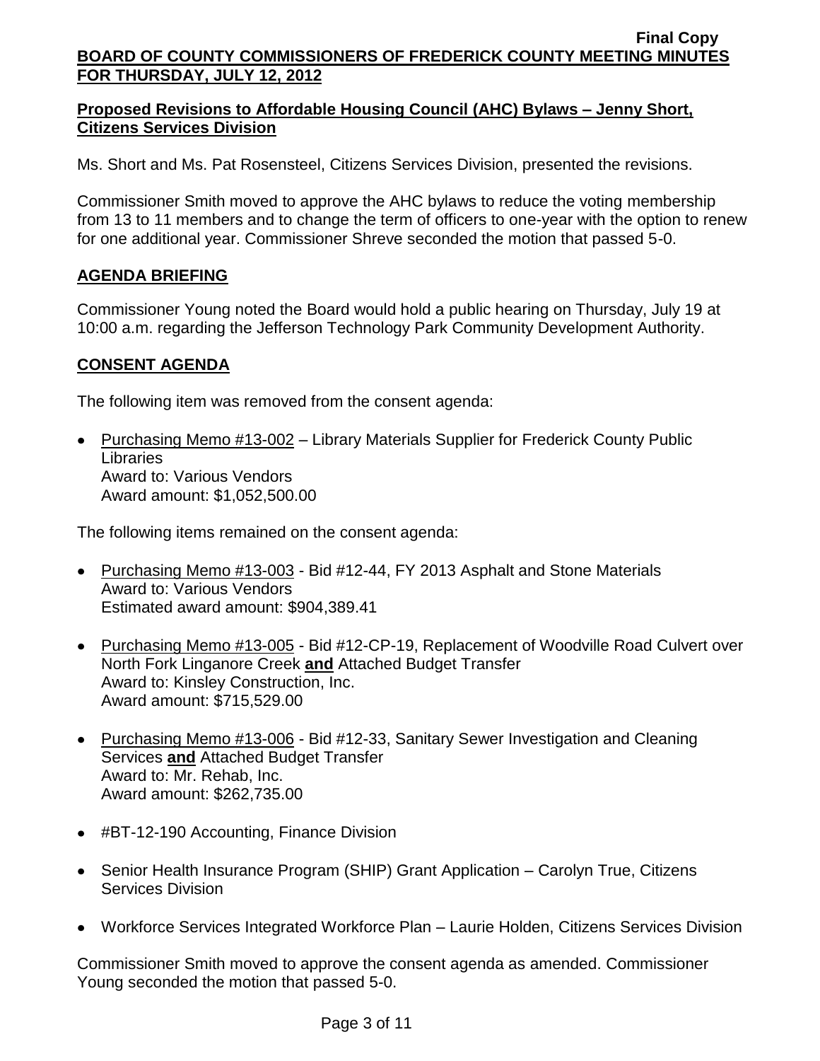### Proposed Revisions to Affordable Housing Council (AHC) Bylaws – Jenny Short, Citizens Services Division

Ms. Short and Ms. Pat Rosensteel, Citizens Services Division, presented the revisions.

Commissioner Smith moved to approve the AHC bylaws to reduce the voting membership from 13 to 11 members and to change the term of officers to one-year with the option to renew for one additional year. Commissioner Shreve seconded the motion that passed 5-0.

## AGENDA BRIEFING

Commissioner Young noted the Board would hold a public hearing on Thursday, July 19 at 10:00 a.m. regarding the Jefferson Technology Park Community Development Authority.

## CONSENT AGENDA

The following item was removed from the consent agenda:

- Purchasing Memo #13-002 – Library Materials Supplier for Frederick County Public Libraries
  Award to: Various Vendors
  Award amount: $1,052,500.00

The following items remained on the consent agenda:

- Purchasing Memo #13-003 - Bid #12-44, FY 2013 Asphalt and Stone Materials
  Award to: Various Vendors
  Estimated award amount: $904,389.41

- Purchasing Memo #13-005 - Bid #12-CP-19, Replacement of Woodville Road Culvert over North Fork Linganore Creek **and** Attached Budget Transfer
  Award to: Kinsley Construction, Inc.
  Award amount: $715,529.00

- Purchasing Memo #13-006 - Bid #12-33, Sanitary Sewer Investigation and Cleaning Services **and** Attached Budget Transfer
  Award to: Mr. Rehab, Inc.
  Award amount: $262,735.00

- #BT-12-190 Accounting, Finance Division

- Senior Health Insurance Program (SHIP) Grant Application – Carolyn True, Citizens Services Division

- Workforce Services Integrated Workforce Plan – Laurie Holden, Citizens Services Division

Commissioner Smith moved to approve the consent agenda as amended. Commissioner Young seconded the motion that passed 5-0.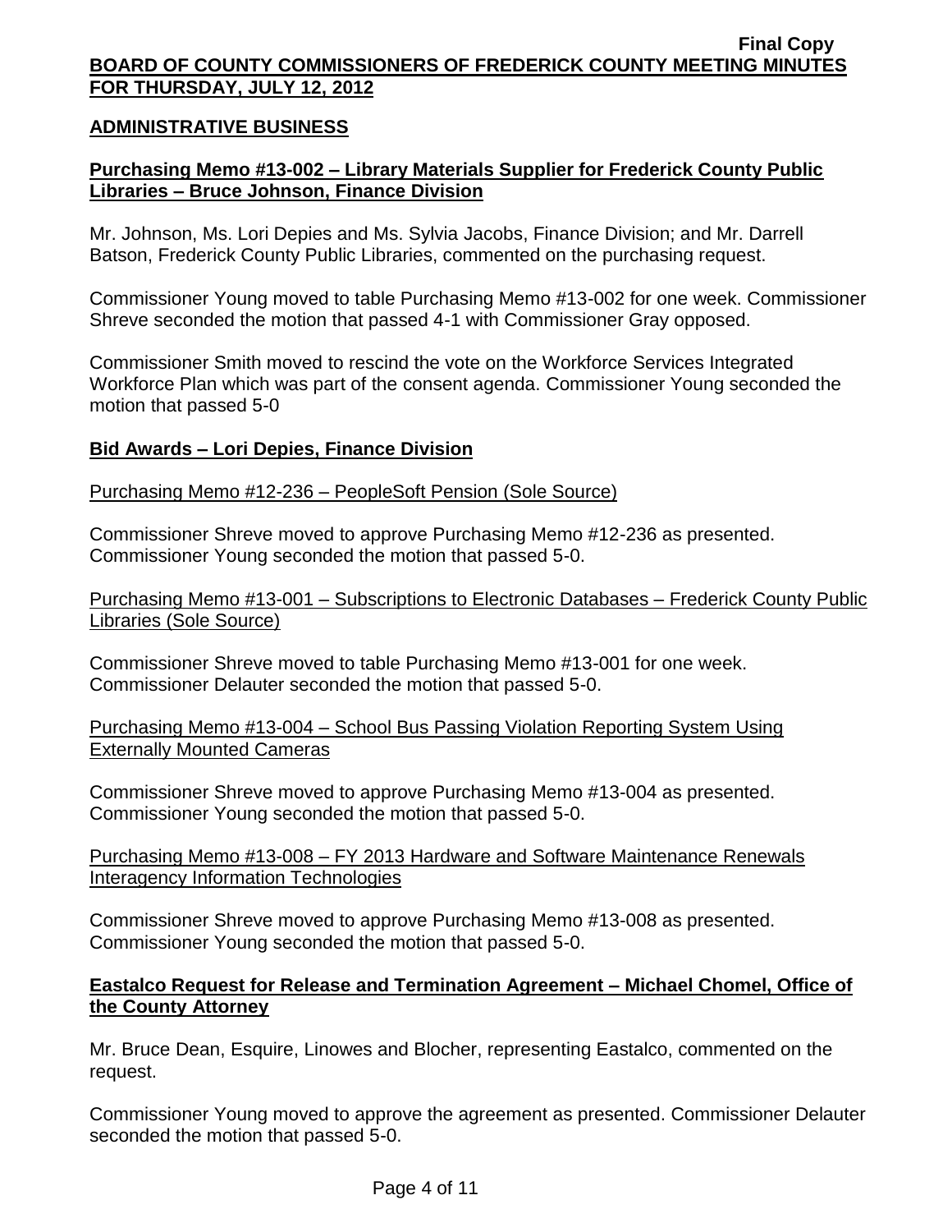## ADMINISTRATIVE BUSINESS

**Purchasing Memo #13-002 – Library Materials Supplier for Frederick County Public Libraries – Bruce Johnson, Finance Division**

Mr. Johnson, Ms. Lori Depies and Ms. Sylvia Jacobs, Finance Division; and Mr. Darrell Batson, Frederick County Public Libraries, commented on the purchasing request.

Commissioner Young moved to table Purchasing Memo #13-002 for one week. Commissioner Shreve seconded the motion that passed 4-1 with Commissioner Gray opposed.

Commissioner Smith moved to rescind the vote on the Workforce Services Integrated Workforce Plan which was part of the consent agenda. Commissioner Young seconded the motion that passed 5-0

**Bid Awards – Lori Depies, Finance Division**

Purchasing Memo #12-236 – PeopleSoft Pension (Sole Source)

Commissioner Shreve moved to approve Purchasing Memo #12-236 as presented. Commissioner Young seconded the motion that passed 5-0.

Purchasing Memo #13-001 – Subscriptions to Electronic Databases – Frederick County Public Libraries (Sole Source)

Commissioner Shreve moved to table Purchasing Memo #13-001 for one week. Commissioner Delauter seconded the motion that passed 5-0.

Purchasing Memo #13-004 – School Bus Passing Violation Reporting System Using Externally Mounted Cameras

Commissioner Shreve moved to approve Purchasing Memo #13-004 as presented. Commissioner Young seconded the motion that passed 5-0.

Purchasing Memo #13-008 – FY 2013 Hardware and Software Maintenance Renewals Interagency Information Technologies

Commissioner Shreve moved to approve Purchasing Memo #13-008 as presented. Commissioner Young seconded the motion that passed 5-0.

**Eastalco Request for Release and Termination Agreement – Michael Chomel, Office of the County Attorney**

Mr. Bruce Dean, Esquire, Linowes and Blocher, representing Eastalco, commented on the request.

Commissioner Young moved to approve the agreement as presented. Commissioner Delauter seconded the motion that passed 5-0.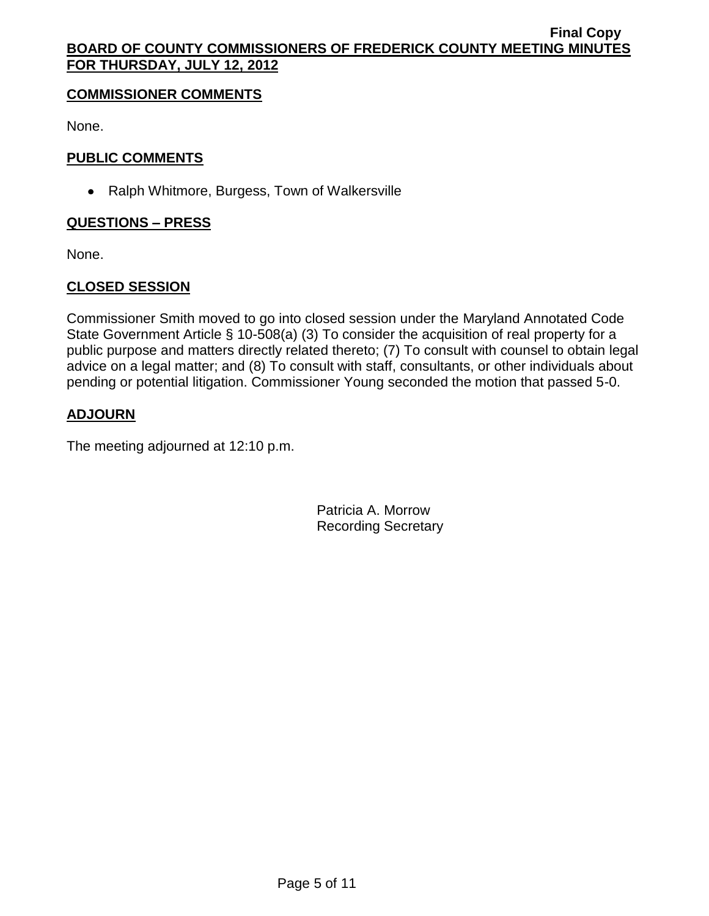## COMMISSIONER COMMENTS

None.

## PUBLIC COMMENTS

- Ralph Whitmore, Burgess, Town of Walkersville

## QUESTIONS – PRESS

None.

## CLOSED SESSION

Commissioner Smith moved to go into closed session under the Maryland Annotated Code State Government Article § 10-508(a) (3) To consider the acquisition of real property for a public purpose and matters directly related thereto; (7) To consult with counsel to obtain legal advice on a legal matter; and (8) To consult with staff, consultants, or other individuals about pending or potential litigation. Commissioner Young seconded the motion that passed 5-0.

## ADJOURN

The meeting adjourned at 12:10 p.m.

Patricia A. Morrow
Recording Secretary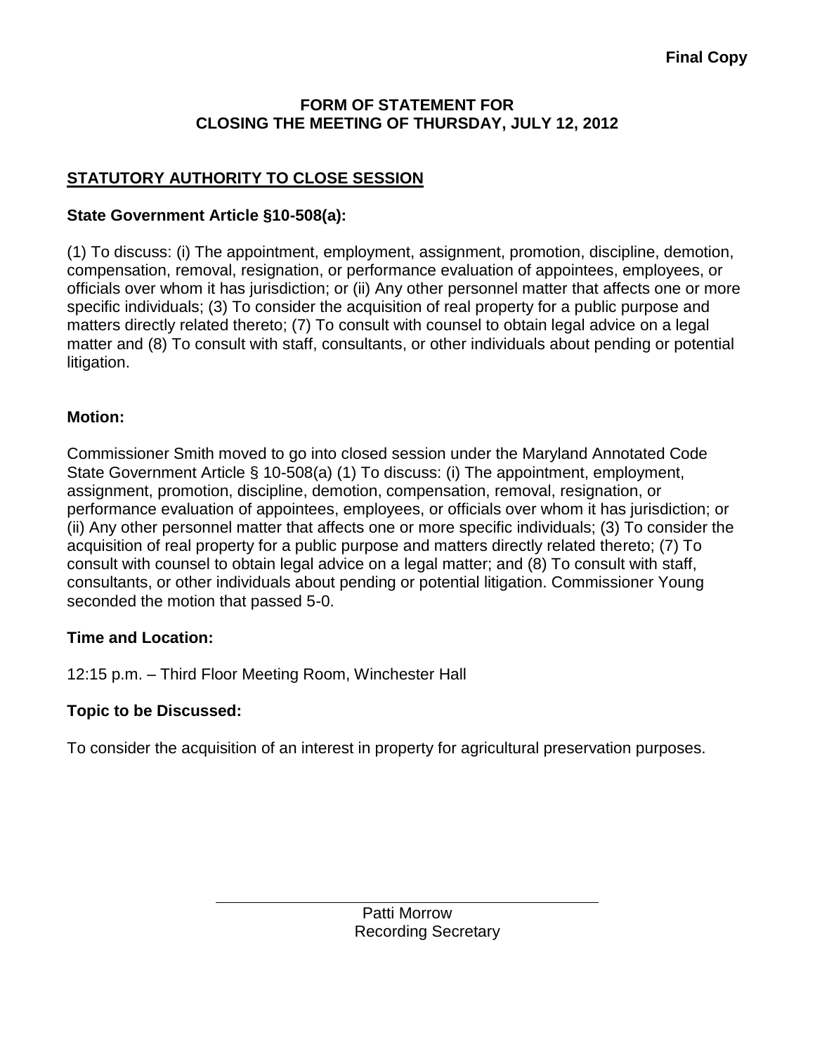**Final Copy**

**FORM OF STATEMENT FOR**
**CLOSING THE MEETING OF THURSDAY, JULY 12, 2012**

## STATUTORY AUTHORITY TO CLOSE SESSION

**State Government Article §10-508(a):**

(1) To discuss: (i) The appointment, employment, assignment, promotion, discipline, demotion, compensation, removal, resignation, or performance evaluation of appointees, employees, or officials over whom it has jurisdiction; or (ii) Any other personnel matter that affects one or more specific individuals; (3) To consider the acquisition of real property for a public purpose and matters directly related thereto; (7) To consult with counsel to obtain legal advice on a legal matter and (8) To consult with staff, consultants, or other individuals about pending or potential litigation.

**Motion:**

Commissioner Smith moved to go into closed session under the Maryland Annotated Code State Government Article § 10-508(a) (1) To discuss: (i) The appointment, employment, assignment, promotion, discipline, demotion, compensation, removal, resignation, or performance evaluation of appointees, employees, or officials over whom it has jurisdiction; or (ii) Any other personnel matter that affects one or more specific individuals; (3) To consider the acquisition of real property for a public purpose and matters directly related thereto; (7) To consult with counsel to obtain legal advice on a legal matter; and (8) To consult with staff, consultants, or other individuals about pending or potential litigation. Commissioner Young seconded the motion that passed 5-0.

**Time and Location:**

12:15 p.m. – Third Floor Meeting Room, Winchester Hall

**Topic to be Discussed:**

To consider the acquisition of an interest in property for agricultural preservation purposes.

Patti Morrow
Recording Secretary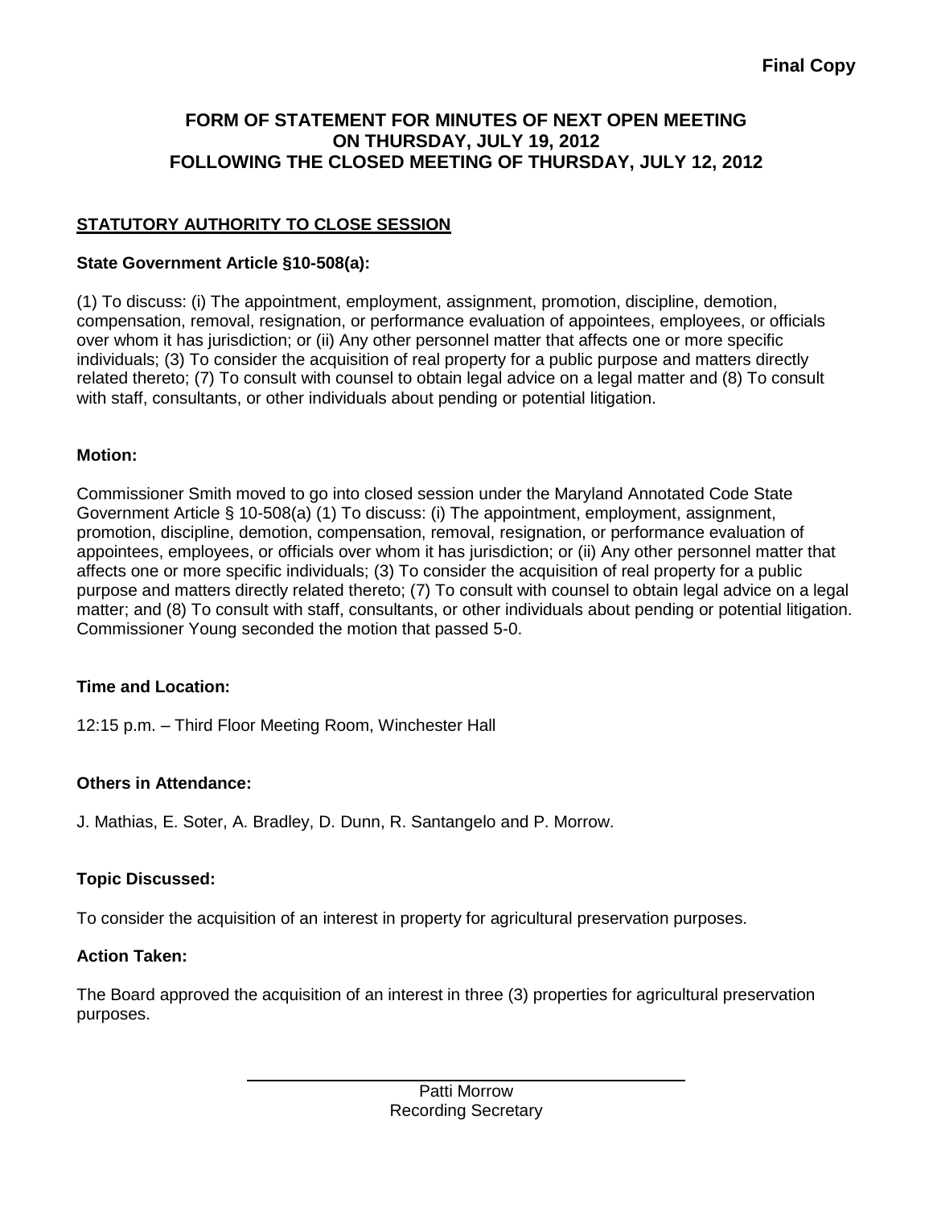**Final Copy**

# FORM OF STATEMENT FOR MINUTES OF NEXT OPEN MEETING ON THURSDAY, JULY 19, 2012 FOLLOWING THE CLOSED MEETING OF THURSDAY, JULY 12, 2012

## STATUTORY AUTHORITY TO CLOSE SESSION

**State Government Article §10-508(a):**

(1) To discuss: (i) The appointment, employment, assignment, promotion, discipline, demotion, compensation, removal, resignation, or performance evaluation of appointees, employees, or officials over whom it has jurisdiction; or (ii) Any other personnel matter that affects one or more specific individuals; (3) To consider the acquisition of real property for a public purpose and matters directly related thereto; (7) To consult with counsel to obtain legal advice on a legal matter and (8) To consult with staff, consultants, or other individuals about pending or potential litigation.

**Motion:**

Commissioner Smith moved to go into closed session under the Maryland Annotated Code State Government Article § 10-508(a) (1) To discuss: (i) The appointment, employment, assignment, promotion, discipline, demotion, compensation, removal, resignation, or performance evaluation of appointees, employees, or officials over whom it has jurisdiction; or (ii) Any other personnel matter that affects one or more specific individuals; (3) To consider the acquisition of real property for a public purpose and matters directly related thereto; (7) To consult with counsel to obtain legal advice on a legal matter; and (8) To consult with staff, consultants, or other individuals about pending or potential litigation. Commissioner Young seconded the motion that passed 5-0.

**Time and Location:**

12:15 p.m. – Third Floor Meeting Room, Winchester Hall

**Others in Attendance:**

J. Mathias, E. Soter, A. Bradley, D. Dunn, R. Santangelo and P. Morrow.

**Topic Discussed:**

To consider the acquisition of an interest in property for agricultural preservation purposes.

**Action Taken:**

The Board approved the acquisition of an interest in three (3) properties for agricultural preservation purposes.

Patti Morrow
Recording Secretary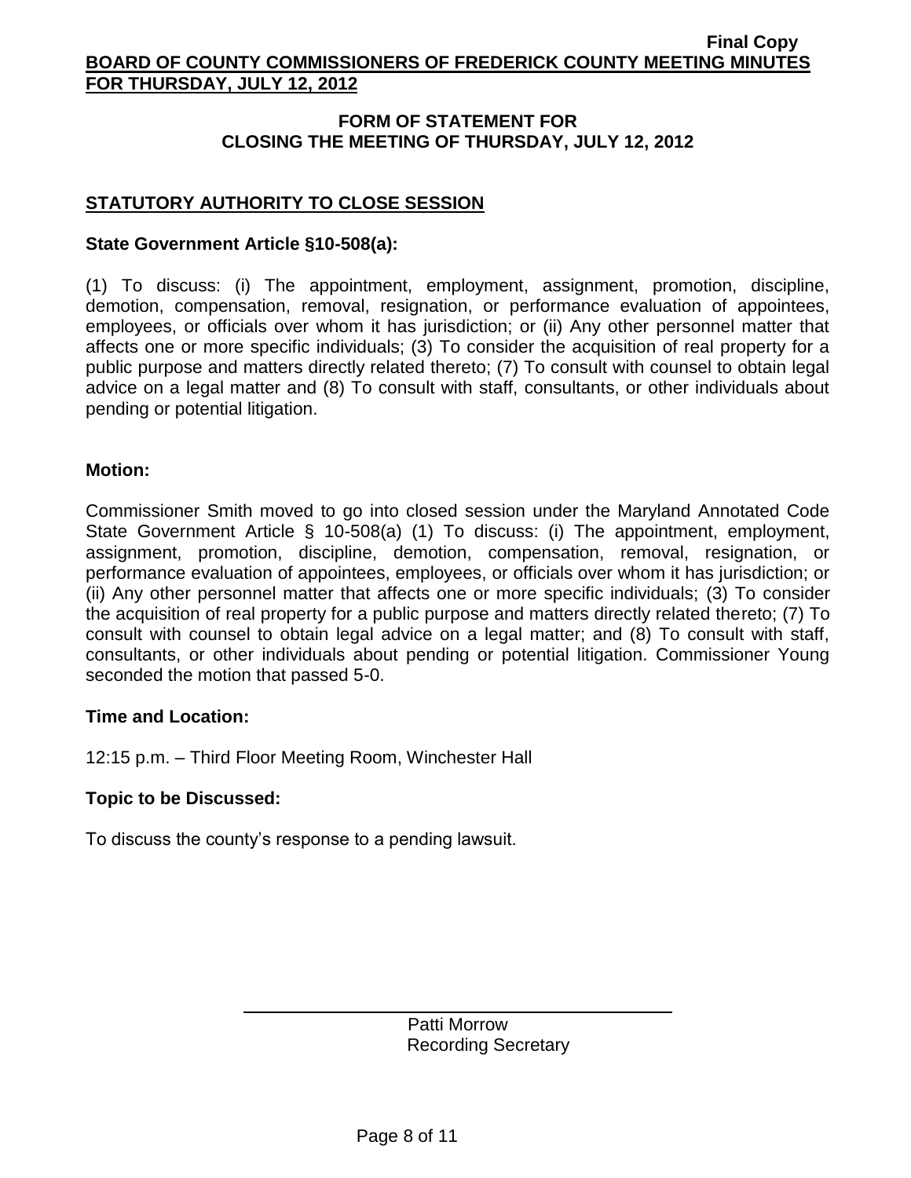## FORM OF STATEMENT FOR CLOSING THE MEETING OF THURSDAY, JULY 12, 2012

### STATUTORY AUTHORITY TO CLOSE SESSION

**State Government Article §10-508(a):**

(1) To discuss: (i) The appointment, employment, assignment, promotion, discipline, demotion, compensation, removal, resignation, or performance evaluation of appointees, employees, or officials over whom it has jurisdiction; or (ii) Any other personnel matter that affects one or more specific individuals; (3) To consider the acquisition of real property for a public purpose and matters directly related thereto; (7) To consult with counsel to obtain legal advice on a legal matter and (8) To consult with staff, consultants, or other individuals about pending or potential litigation.

**Motion:**

Commissioner Smith moved to go into closed session under the Maryland Annotated Code State Government Article § 10-508(a) (1) To discuss: (i) The appointment, employment, assignment, promotion, discipline, demotion, compensation, removal, resignation, or performance evaluation of appointees, employees, or officials over whom it has jurisdiction; or (ii) Any other personnel matter that affects one or more specific individuals; (3) To consider the acquisition of real property for a public purpose and matters directly related thereto; (7) To consult with counsel to obtain legal advice on a legal matter; and (8) To consult with staff, consultants, or other individuals about pending or potential litigation. Commissioner Young seconded the motion that passed 5-0.

**Time and Location:**

12:15 p.m. – Third Floor Meeting Room, Winchester Hall

**Topic to be Discussed:**

To discuss the county's response to a pending lawsuit.

Patti Morrow
Recording Secretary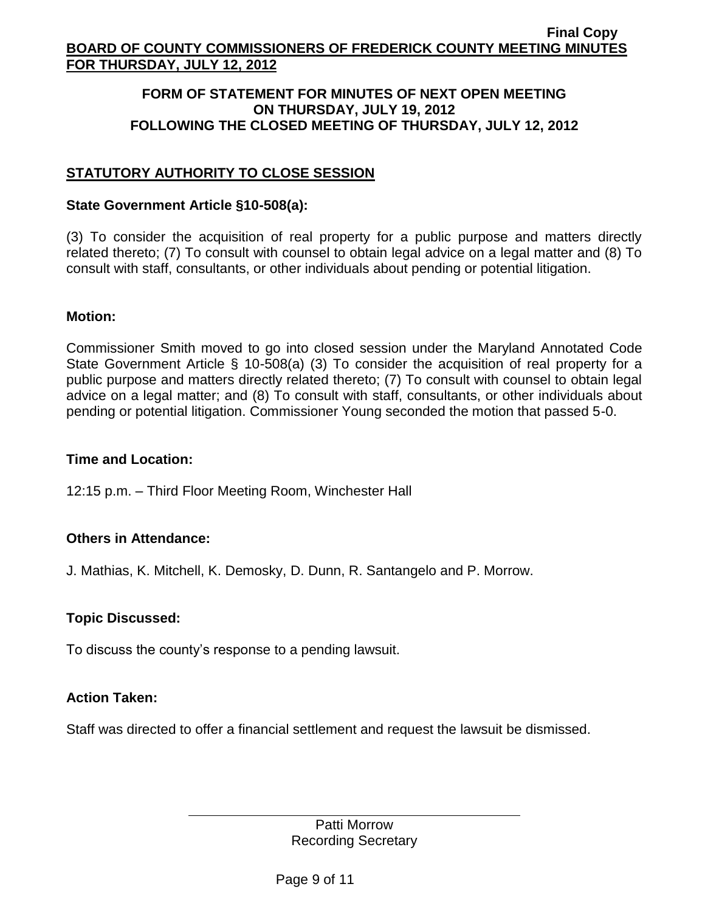## FORM OF STATEMENT FOR MINUTES OF NEXT OPEN MEETING ON THURSDAY, JULY 19, 2012 FOLLOWING THE CLOSED MEETING OF THURSDAY, JULY 12, 2012

### STATUTORY AUTHORITY TO CLOSE SESSION

**State Government Article §10-508(a):**

(3) To consider the acquisition of real property for a public purpose and matters directly related thereto; (7) To consult with counsel to obtain legal advice on a legal matter and (8) To consult with staff, consultants, or other individuals about pending or potential litigation.

**Motion:**

Commissioner Smith moved to go into closed session under the Maryland Annotated Code State Government Article § 10-508(a) (3) To consider the acquisition of real property for a public purpose and matters directly related thereto; (7) To consult with counsel to obtain legal advice on a legal matter; and (8) To consult with staff, consultants, or other individuals about pending or potential litigation. Commissioner Young seconded the motion that passed 5-0.

**Time and Location:**

12:15 p.m. – Third Floor Meeting Room, Winchester Hall

**Others in Attendance:**

J. Mathias, K. Mitchell, K. Demosky, D. Dunn, R. Santangelo and P. Morrow.

**Topic Discussed:**

To discuss the county's response to a pending lawsuit.

**Action Taken:**

Staff was directed to offer a financial settlement and request the lawsuit be dismissed.

Patti Morrow
Recording Secretary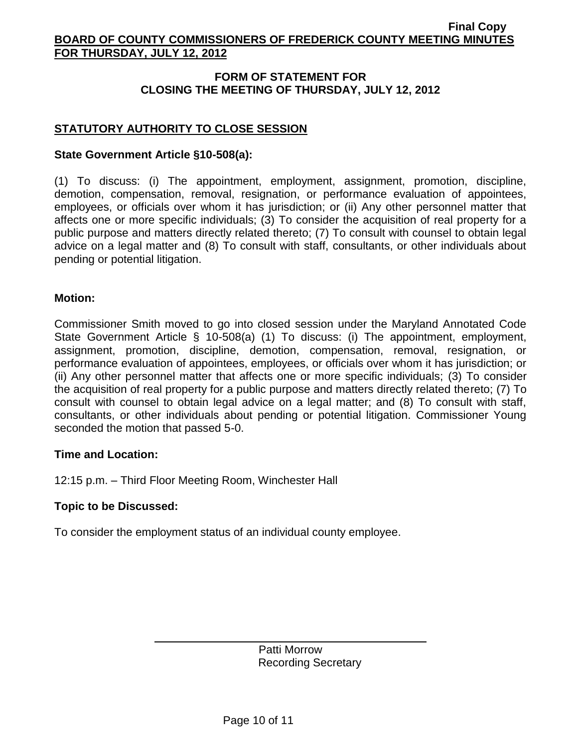## FORM OF STATEMENT FOR CLOSING THE MEETING OF THURSDAY, JULY 12, 2012

### STATUTORY AUTHORITY TO CLOSE SESSION

**State Government Article §10-508(a):**

(1) To discuss: (i) The appointment, employment, assignment, promotion, discipline, demotion, compensation, removal, resignation, or performance evaluation of appointees, employees, or officials over whom it has jurisdiction; or (ii) Any other personnel matter that affects one or more specific individuals; (3) To consider the acquisition of real property for a public purpose and matters directly related thereto; (7) To consult with counsel to obtain legal advice on a legal matter and (8) To consult with staff, consultants, or other individuals about pending or potential litigation.

**Motion:**

Commissioner Smith moved to go into closed session under the Maryland Annotated Code State Government Article § 10-508(a) (1) To discuss: (i) The appointment, employment, assignment, promotion, discipline, demotion, compensation, removal, resignation, or performance evaluation of appointees, employees, or officials over whom it has jurisdiction; or (ii) Any other personnel matter that affects one or more specific individuals; (3) To consider the acquisition of real property for a public purpose and matters directly related thereto; (7) To consult with counsel to obtain legal advice on a legal matter; and (8) To consult with staff, consultants, or other individuals about pending or potential litigation. Commissioner Young seconded the motion that passed 5-0.

**Time and Location:**

12:15 p.m. – Third Floor Meeting Room, Winchester Hall

**Topic to be Discussed:**

To consider the employment status of an individual county employee.

Patti Morrow
Recording Secretary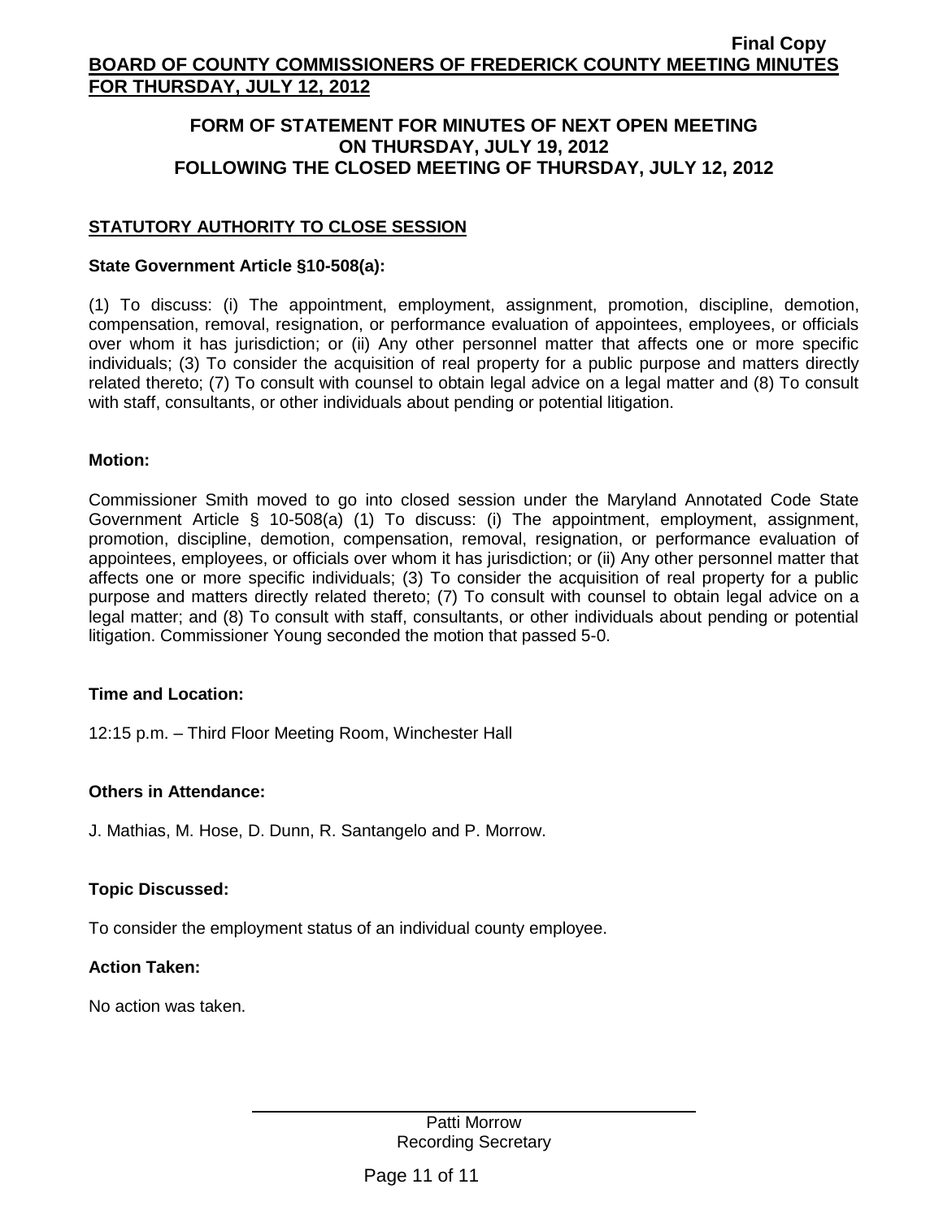## FORM OF STATEMENT FOR MINUTES OF NEXT OPEN MEETING ON THURSDAY, JULY 19, 2012 FOLLOWING THE CLOSED MEETING OF THURSDAY, JULY 12, 2012

### STATUTORY AUTHORITY TO CLOSE SESSION

**State Government Article §10-508(a):**

(1) To discuss: (i) The appointment, employment, assignment, promotion, discipline, demotion, compensation, removal, resignation, or performance evaluation of appointees, employees, or officials over whom it has jurisdiction; or (ii) Any other personnel matter that affects one or more specific individuals; (3) To consider the acquisition of real property for a public purpose and matters directly related thereto; (7) To consult with counsel to obtain legal advice on a legal matter and (8) To consult with staff, consultants, or other individuals about pending or potential litigation.

**Motion:**

Commissioner Smith moved to go into closed session under the Maryland Annotated Code State Government Article § 10-508(a) (1) To discuss: (i) The appointment, employment, assignment, promotion, discipline, demotion, compensation, removal, resignation, or performance evaluation of appointees, employees, or officials over whom it has jurisdiction; or (ii) Any other personnel matter that affects one or more specific individuals; (3) To consider the acquisition of real property for a public purpose and matters directly related thereto; (7) To consult with counsel to obtain legal advice on a legal matter; and (8) To consult with staff, consultants, or other individuals about pending or potential litigation. Commissioner Young seconded the motion that passed 5-0.

**Time and Location:**

12:15 p.m. – Third Floor Meeting Room, Winchester Hall

**Others in Attendance:**

J. Mathias, M. Hose, D. Dunn, R. Santangelo and P. Morrow.

**Topic Discussed:**

To consider the employment status of an individual county employee.

**Action Taken:**

No action was taken.

Patti Morrow
Recording Secretary